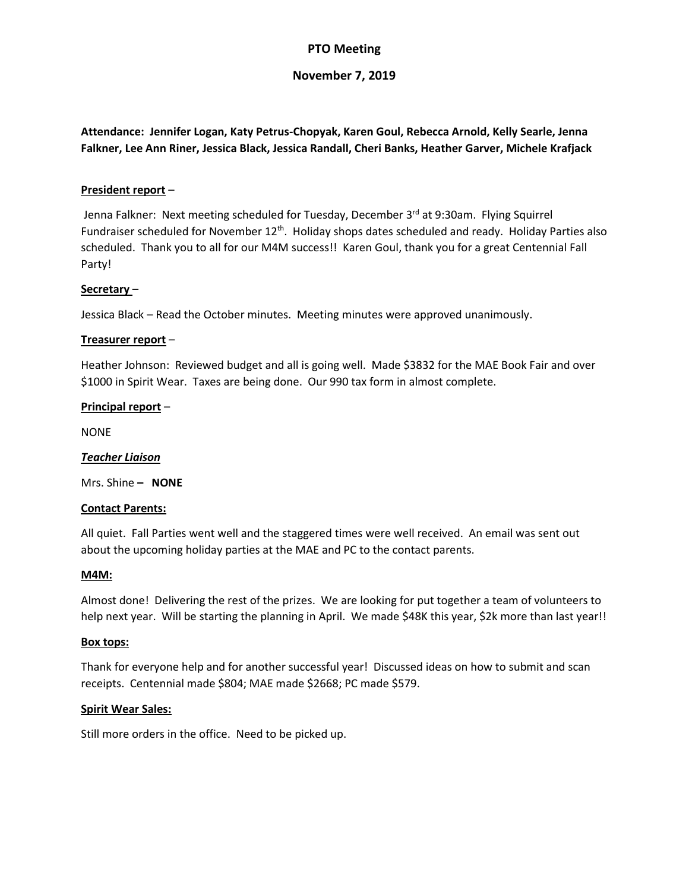# PTO Meeting

## November 7, 2019

**Attendance: Jennifer Logan, Katy Petrus-Chopyak, Karen Goul, Rebecca Arnold, Kelly Searle, Jenna Falkner, Lee Ann Riner, Jessica Black, Jessica Randall, Cheri Banks, Heather Garver, Michele Krafjack**

**<u>President report</u>** –

Jenna Falkner: Next meeting scheduled for Tuesday, December 3rd at 9:30am. Flying Squirrel Fundraiser scheduled for November 12th. Holiday shops dates scheduled and ready. Holiday Parties also scheduled. Thank you to all for our M4M success!! Karen Goul, thank you for a great Centennial Fall Party!

**<u>Secretary</u>** –

Jessica Black – Read the October minutes. Meeting minutes were approved unanimously.

**<u>Treasurer report</u>** –

Heather Johnson: Reviewed budget and all is going well. Made $3832 for the MAE Book Fair and over $1000 in Spirit Wear. Taxes are being done. Our 990 tax form in almost complete.

**<u>Principal report</u>** –

NONE

***<u>Teacher Liaison</u>***

Mrs. Shine **– NONE**

**<u>Contact Parents:</u>**

All quiet. Fall Parties went well and the staggered times were well received. An email was sent out about the upcoming holiday parties at the MAE and PC to the contact parents.

**<u>M4M:</u>**

Almost done! Delivering the rest of the prizes. We are looking for put together a team of volunteers to help next year. Will be starting the planning in April. We made $48K this year, $2k more than last year!!

**<u>Box tops:</u>**

Thank for everyone help and for another successful year! Discussed ideas on how to submit and scan receipts. Centennial made $804; MAE made $2668; PC made $579.

**<u>Spirit Wear Sales:</u>**

Still more orders in the office. Need to be picked up.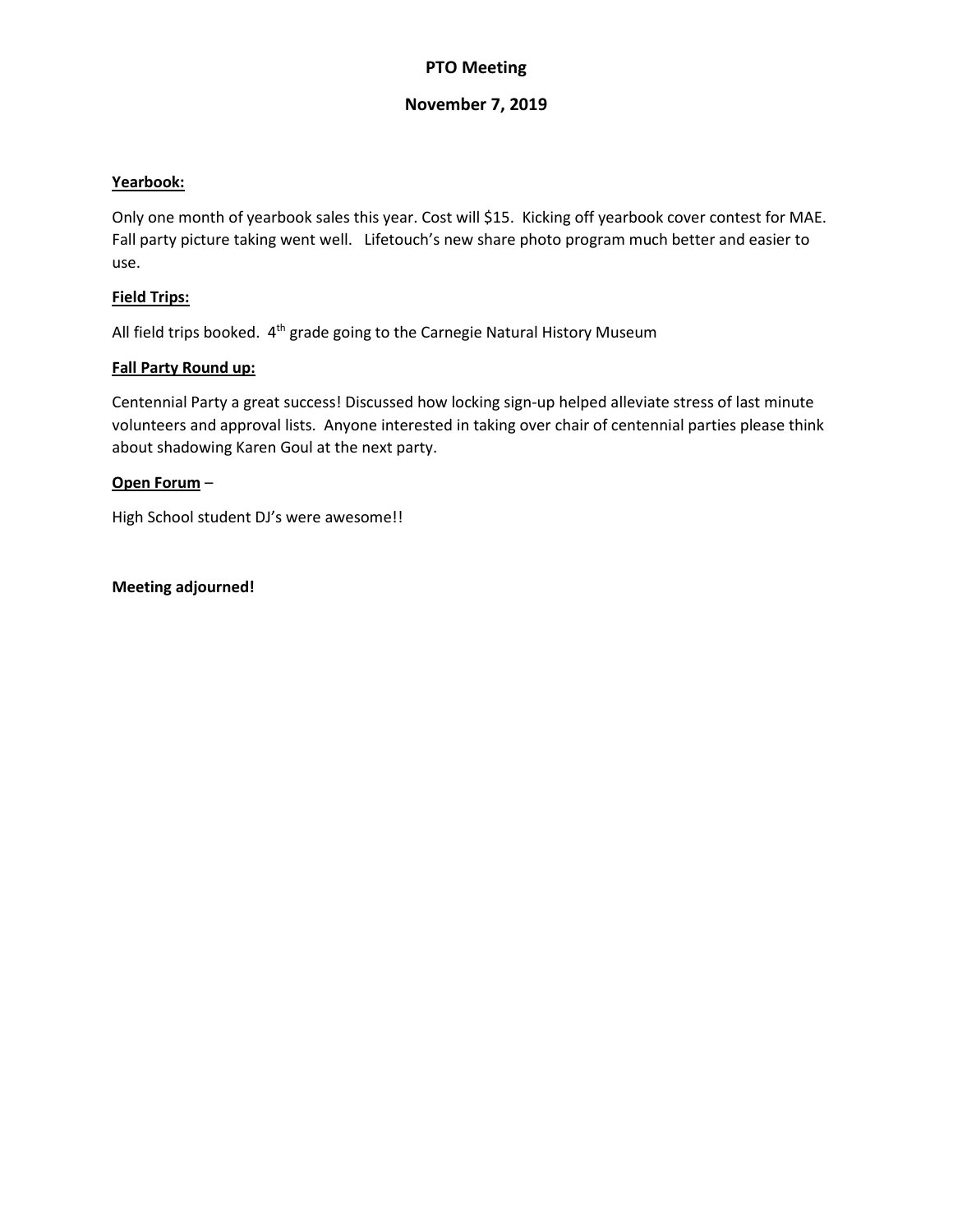# PTO Meeting

## November 7, 2019

**Yearbook:**

Only one month of yearbook sales this year. Cost will $15. Kicking off yearbook cover contest for MAE. Fall party picture taking went well. Lifetouch's new share photo program much better and easier to use.

**Field Trips:**

All field trips booked. 4th grade going to the Carnegie Natural History Museum

**Fall Party Round up:**

Centennial Party a great success! Discussed how locking sign-up helped alleviate stress of last minute volunteers and approval lists. Anyone interested in taking over chair of centennial parties please think about shadowing Karen Goul at the next party.

**Open Forum** –

High School student DJ's were awesome!!

**Meeting adjourned!**